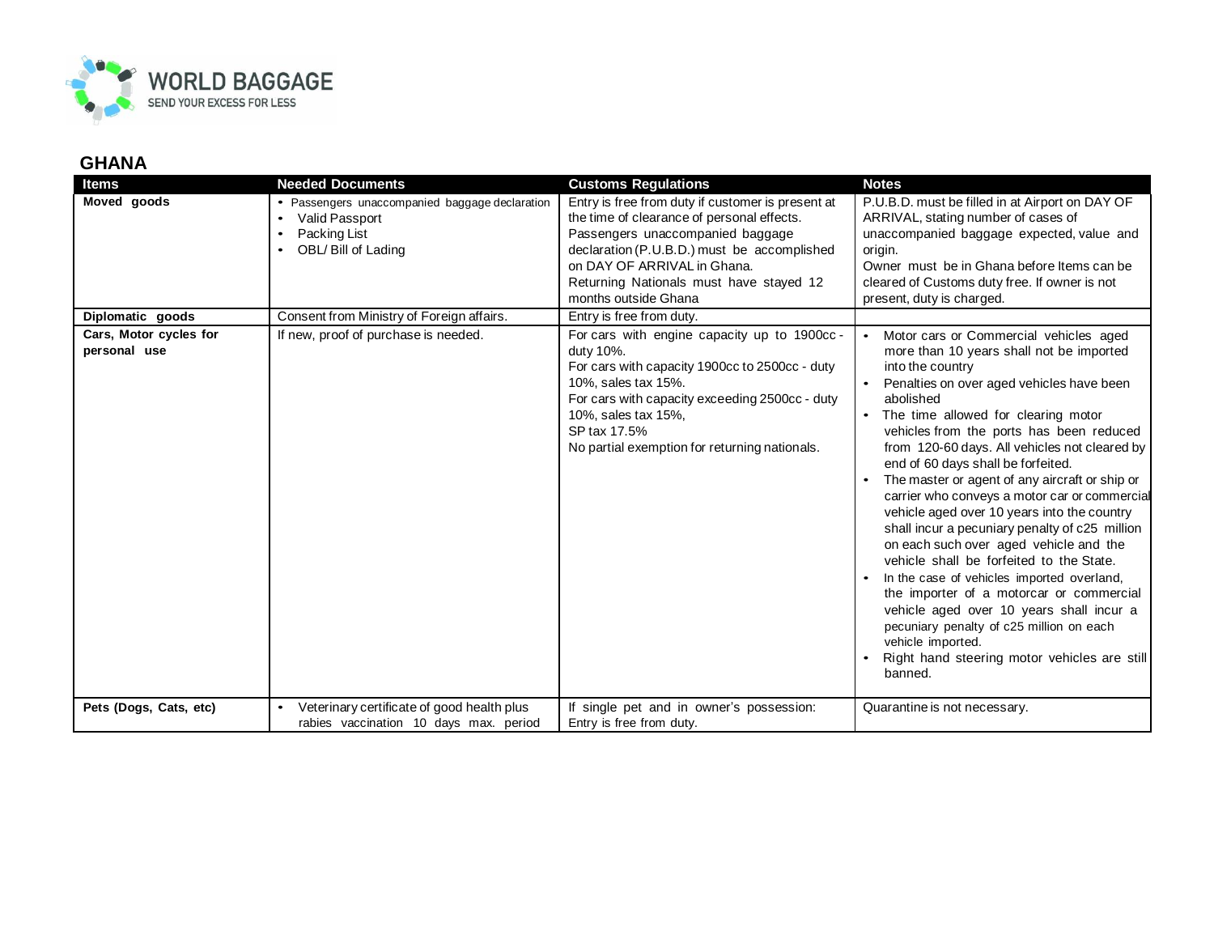WORLD BAGGAGE
SEND YOUR EXCESS FOR LESS

## GHANA

| Items | Needed Documents | Customs Regulations | Notes |
|---|---|---|---|
| **Moved goods** | • Passengers unaccompanied baggage declaration<br>• Valid Passport<br>• Packing List<br>• OBL/ Bill of Lading | Entry is free from duty if customer is present at the time of clearance of personal effects.<br>Passengers unaccompanied baggage declaration (P.U.B.D.) must be accomplished on DAY OF ARRIVAL in Ghana.<br>Returning Nationals must have stayed 12 months outside Ghana | P.U.B.D. must be filled in at Airport on DAY OF ARRIVAL, stating number of cases of unaccompanied baggage expected, value and origin.<br>Owner must be in Ghana before Items can be cleared of Customs duty free. If owner is not present, duty is charged. |
| **Diplomatic goods** | Consent from Ministry of Foreign affairs. | Entry is free from duty. | |
| **Cars, Motor cycles for personal use** | If new, proof of purchase is needed. | For cars with engine capacity up to 1900cc - duty 10%.<br>For cars with capacity 1900cc to 2500cc - duty 10%, sales tax 15%.<br>For cars with capacity exceeding 2500cc - duty 10%, sales tax 15%,<br>SP tax 17.5%<br>No partial exemption for returning nationals. | • Motor cars or Commercial vehicles aged more than 10 years shall not be imported into the country<br>• Penalties on over aged vehicles have been abolished<br>• The time allowed for clearing motor vehicles from the ports has been reduced from 120-60 days. All vehicles not cleared by end of 60 days shall be forfeited.<br>• The master or agent of any aircraft or ship or carrier who conveys a motor car or commercial vehicle aged over 10 years into the country shall incur a pecuniary penalty of c25 million on each such over aged vehicle and the vehicle shall be forfeited to the State.<br>• In the case of vehicles imported overland, the importer of a motorcar or commercial vehicle aged over 10 years shall incur a pecuniary penalty of c25 million on each vehicle imported.<br>• Right hand steering motor vehicles are still banned. |
| **Pets (Dogs, Cats, etc)** | • Veterinary certificate of good health plus rabies vaccination 10 days max. period | If single pet and in owner's possession: Entry is free from duty. | Quarantine is not necessary. |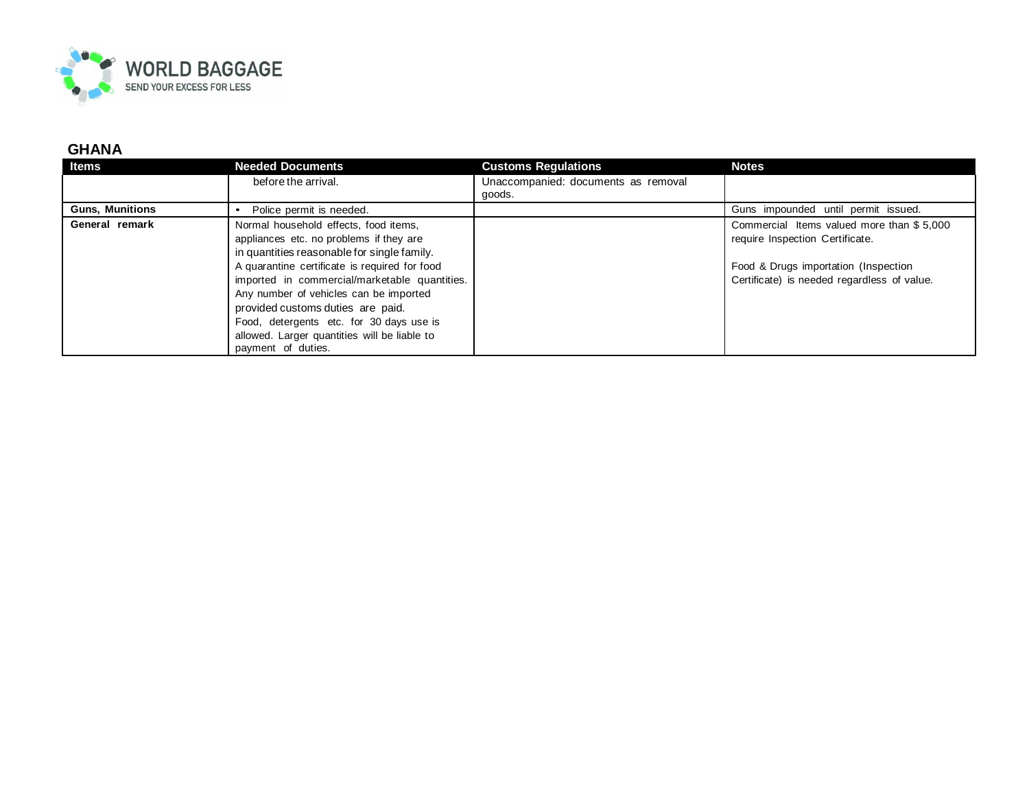## GHANA

| Items | Needed Documents | Customs Regulations | Notes |
|---|---|---|---|
| | before the arrival. | Unaccompanied: documents as removal goods. | |
| **Guns, Munitions** | • Police permit is needed. | | Guns impounded until permit issued. |
| **General remark** | Normal household effects, food items, appliances etc. no problems if they are in quantities reasonable for single family.<br>A quarantine certificate is required for food imported in commercial/marketable quantities.<br>Any number of vehicles can be imported provided customs duties are paid.<br>Food, detergents etc. for 30 days use is allowed. Larger quantities will be liable to payment of duties. | | Commercial Items valued more than $ 5,000 require Inspection Certificate.<br><br>Food & Drugs importation (Inspection Certificate) is needed regardless of value. |